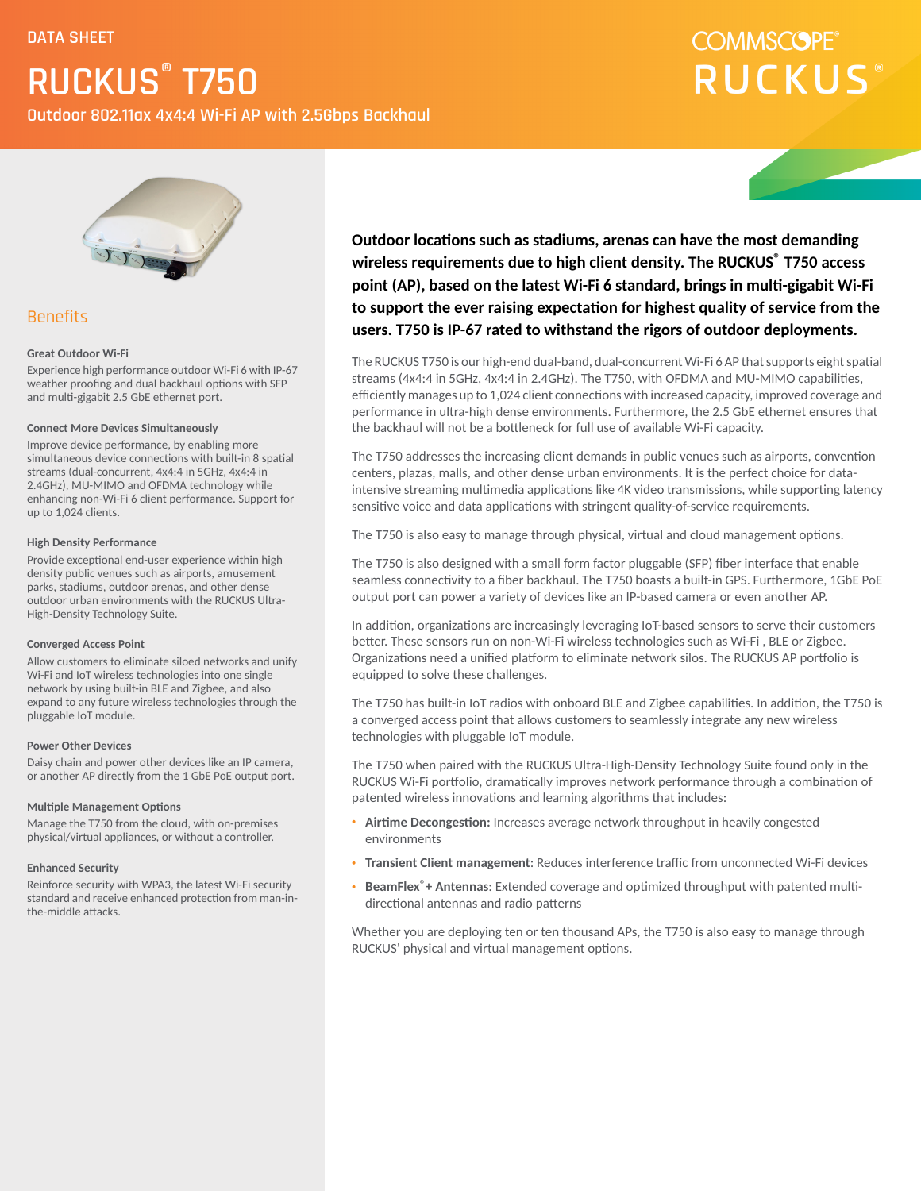DATA SHEET

# RUCKUS® T750

Outdoor 802.11ax 4x4:4 Wi-Fi AP with 2.5Gbps Backhaul

COMMSCOPE® RUCKUS®

## Benefits

### Great Outdoor Wi-Fi

Experience high performance outdoor Wi-Fi 6 with IP-67 weather proofing and dual backhaul options with SFP and multi-gigabit 2.5 GbE ethernet port.

### Connect More Devices Simultaneously

Improve device performance, by enabling more simultaneous device connections with built-in 8 spatial streams (dual-concurrent, 4x4:4 in 5GHz, 4x4:4 in 2.4GHz), MU-MIMO and OFDMA technology while enhancing non-Wi-Fi 6 client performance. Support for up to 1,024 clients.

### High Density Performance

Provide exceptional end-user experience within high density public venues such as airports, amusement parks, stadiums, outdoor arenas, and other dense outdoor urban environments with the RUCKUS Ultra-High-Density Technology Suite.

### Converged Access Point

Allow customers to eliminate siloed networks and unify Wi-Fi and IoT wireless technologies into one single network by using built-in BLE and Zigbee, and also expand to any future wireless technologies through the pluggable IoT module.

### Power Other Devices

Daisy chain and power other devices like an IP camera, or another AP directly from the 1 GbE PoE output port.

### Multiple Management Options

Manage the T750 from the cloud, with on-premises physical/virtual appliances, or without a controller.

### Enhanced Security

Reinforce security with WPA3, the latest Wi-Fi security standard and receive enhanced protection from man-in-the-middle attacks.

**Outdoor locations such as stadiums, arenas can have the most demanding wireless requirements due to high client density. The RUCKUS® T750 access point (AP), based on the latest Wi-Fi 6 standard, brings in multi-gigabit Wi-Fi to support the ever raising expectation for highest quality of service from the users. T750 is IP-67 rated to withstand the rigors of outdoor deployments.**

The RUCKUS T750 is our high-end dual-band, dual-concurrent Wi-Fi 6 AP that supports eight spatial streams (4x4:4 in 5GHz, 4x4:4 in 2.4GHz). The T750, with OFDMA and MU-MIMO capabilities, efficiently manages up to 1,024 client connections with increased capacity, improved coverage and performance in ultra-high dense environments. Furthermore, the 2.5 GbE ethernet ensures that the backhaul will not be a bottleneck for full use of available Wi-Fi capacity.

The T750 addresses the increasing client demands in public venues such as airports, convention centers, plazas, malls, and other dense urban environments. It is the perfect choice for data-intensive streaming multimedia applications like 4K video transmissions, while supporting latency sensitive voice and data applications with stringent quality-of-service requirements.

The T750 is also easy to manage through physical, virtual and cloud management options.

The T750 is also designed with a small form factor pluggable (SFP) fiber interface that enable seamless connectivity to a fiber backhaul. The T750 boasts a built-in GPS. Furthermore, 1GbE PoE output port can power a variety of devices like an IP-based camera or even another AP.

In addition, organizations are increasingly leveraging IoT-based sensors to serve their customers better. These sensors run on non-Wi-Fi wireless technologies such as Wi-Fi , BLE or Zigbee. Organizations need a unified platform to eliminate network silos. The RUCKUS AP portfolio is equipped to solve these challenges.

The T750 has built-in IoT radios with onboard BLE and Zigbee capabilities. In addition, the T750 is a converged access point that allows customers to seamlessly integrate any new wireless technologies with pluggable IoT module.

The T750 when paired with the RUCKUS Ultra-High-Density Technology Suite found only in the RUCKUS Wi-Fi portfolio, dramatically improves network performance through a combination of patented wireless innovations and learning algorithms that includes:

- **Airtime Decongestion:** Increases average network throughput in heavily congested environments
- **Transient Client management**: Reduces interference traffic from unconnected Wi-Fi devices
- **BeamFlex® + Antennas**: Extended coverage and optimized throughput with patented multi-directional antennas and radio patterns

Whether you are deploying ten or ten thousand APs, the T750 is also easy to manage through RUCKUS' physical and virtual management options.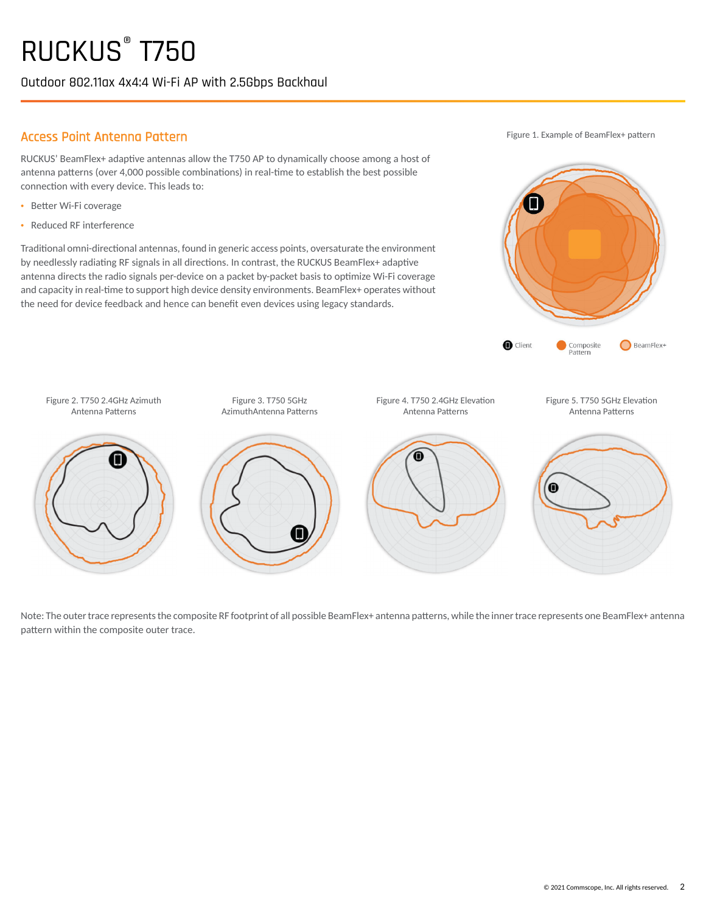# RUCKUS® T750

Outdoor 802.11ax 4x4:4 Wi-Fi AP with 2.5Gbps Backhaul

## Access Point Antenna Pattern

RUCKUS' BeamFlex+ adaptive antennas allow the T750 AP to dynamically choose among a host of antenna patterns (over 4,000 possible combinations) in real-time to establish the best possible connection with every device. This leads to:

- Better Wi-Fi coverage
- Reduced RF interference

Traditional omni-directional antennas, found in generic access points, oversaturate the environment by needlessly radiating RF signals in all directions. In contrast, the RUCKUS BeamFlex+ adaptive antenna directs the radio signals per-device on a packet by-packet basis to optimize Wi-Fi coverage and capacity in real-time to support high device density environments. BeamFlex+ operates without the need for device feedback and hence can benefit even devices using legacy standards.

Figure 1. Example of BeamFlex+ pattern

Client | Composite Pattern | BeamFlex+

Figure 2. T750 2.4GHz Azimuth Antenna Patterns

Figure 3. T750 5GHz AzimuthAntenna Patterns

Figure 4. T750 2.4GHz Elevation Antenna Patterns

Figure 5. T750 5GHz Elevation Antenna Patterns

Note: The outer trace represents the composite RF footprint of all possible BeamFlex+ antenna patterns, while the inner trace represents one BeamFlex+ antenna pattern within the composite outer trace.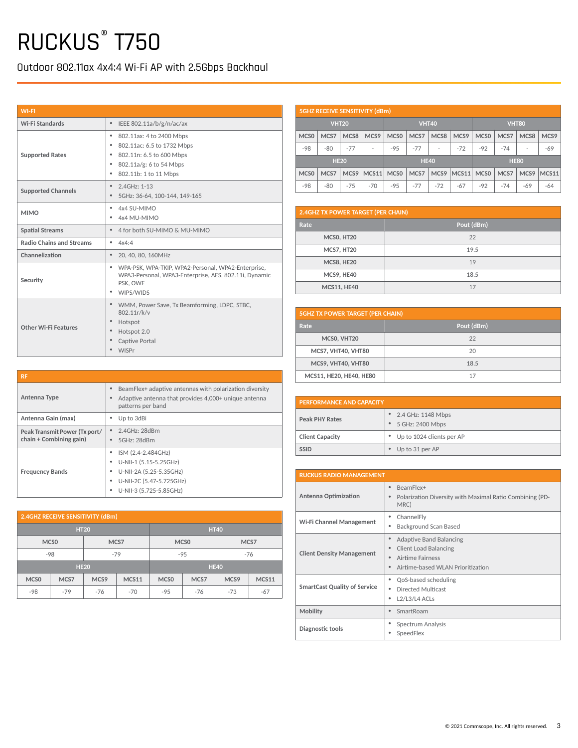# RUCKUS® T750

Outdoor 802.11ax 4x4:4 Wi-Fi AP with 2.5Gbps Backhaul

| WI-FI | |
|---|---|
| Wi-Fi Standards | • IEEE 802.11a/b/g/n/ac/ax |
| Supported Rates | • 802.11ax: 4 to 2400 Mbps<br>• 802.11ac: 6.5 to 1732 Mbps<br>• 802.11n: 6.5 to 600 Mbps<br>• 802.11a/g: 6 to 54 Mbps<br>• 802.11b: 1 to 11 Mbps |
| Supported Channels | • 2.4GHz: 1-13<br>• 5GHz: 36-64, 100-144, 149-165 |
| MIMO | • 4x4 SU-MIMO<br>• 4x4 MU-MIMO |
| Spatial Streams | • 4 for both SU-MIMO & MU-MIMO |
| Radio Chains and Streams | • 4x4:4 |
| Channelization | • 20, 40, 80, 160MHz |
| Security | • WPA-PSK, WPA-TKIP, WPA2-Personal, WPA2-Enterprise, WPA3-Personal, WPA3-Enterprise, AES, 802.11i, Dynamic PSK, OWE<br>• WIPS/WIDS |
| Other Wi-Fi Features | • WMM, Power Save, Tx Beamforming, LDPC, STBC, 802.11r/k/v<br>• Hotspot<br>• Hotspot 2.0<br>• Captive Portal<br>• WISPr |

| RF | |
|---|---|
| Antenna Type | • BeamFlex+ adaptive antennas with polarization diversity<br>• Adaptive antenna that provides 4,000+ unique antenna patterns per band |
| Antenna Gain (max) | • Up to 3dBi |
| Peak Transmit Power (Tx port/chain + Combining gain) | • 2.4GHz: 28dBm<br>• 5GHz: 28dBm |
| Frequency Bands | • ISM (2.4-2.484GHz)<br>• U-NII-1 (5.15-5.25GHz)<br>• U-NII-2A (5.25-5.35GHz)<br>• U-NII-2C (5.47-5.725GHz)<br>• U-NII-3 (5.725-5.85GHz) |

**2.4GHZ RECEIVE SENSITIVITY (dBm)**

| HT20 | | HT40 | |
|---|---|---|---|
| MCS0 | MCS7 | MCS0 | MCS7 |
| -98 | -79 | -95 | -76 |

| HE20 | | | | HE40 | | | |
|---|---|---|---|---|---|---|---|
| MCS0 | MCS7 | MCS9 | MCS11 | MCS0 | MCS7 | MCS9 | MCS11 |
| -98 | -79 | -76 | -70 | -95 | -76 | -73 | -67 |

**5GHZ RECEIVE SENSITIVITY (dBm)**

| VHT20 | | | | VHT40 | | | | VHT80 | | | |
|---|---|---|---|---|---|---|---|---|---|---|---|
| MCS0 | MCS7 | MCS8 | MCS9 | MCS0 | MCS7 | MCS8 | MCS9 | MCS0 | MCS7 | MCS8 | MCS9 |
| -98 | -80 | -77 | - | -95 | -77 | - | -72 | -92 | -74 | - | -69 |

| HE20 | | | | HE40 | | | | HE80 | | | |
|---|---|---|---|---|---|---|---|---|---|---|---|
| MCS0 | MCS7 | MCS9 | MCS11 | MCS0 | MCS7 | MCS9 | MCS11 | MCS0 | MCS7 | MCS9 | MCS11 |
| -98 | -80 | -75 | -70 | -95 | -77 | -72 | -67 | -92 | -74 | -69 | -64 |

**2.4GHZ TX POWER TARGET (PER CHAIN)**

| Rate | Pout (dBm) |
|---|---|
| MCS0, HT20 | 22 |
| MCS7, HT20 | 19.5 |
| MCS8, HE20 | 19 |
| MCS9, HE40 | 18.5 |
| MCS11, HE40 | 17 |

**5GHZ TX POWER TARGET (PER CHAIN)**

| Rate | Pout (dBm) |
|---|---|
| MCS0, VHT20 | 22 |
| MCS7, VHT40, VHT80 | 20 |
| MCS9, VHT40, VHT80 | 18.5 |
| MCS11, HE20, HE40, HE80 | 17 |

| PERFORMANCE AND CAPACITY | |
|---|---|
| Peak PHY Rates | • 2.4 GHz: 1148 Mbps<br>• 5 GHz: 2400 Mbps |
| Client Capacity | • Up to 1024 clients per AP |
| SSID | • Up to 31 per AP |

| RUCKUS RADIO MANAGEMENT | |
|---|---|
| Antenna Optimization | • BeamFlex+<br>• Polarization Diversity with Maximal Ratio Combining (PD-MRC) |
| Wi-Fi Channel Management | • ChannelFly<br>• Background Scan Based |
| Client Density Management | • Adaptive Band Balancing<br>• Client Load Balancing<br>• Airtime Fairness<br>• Airtime-based WLAN Prioritization |
| SmartCast Quality of Service | • QoS-based scheduling<br>• Directed Multicast<br>• L2/L3/L4 ACLs |
| Mobility | • SmartRoam |
| Diagnostic tools | • Spectrum Analysis<br>• SpeedFlex |

© 2021 Commscope, Inc. All rights reserved.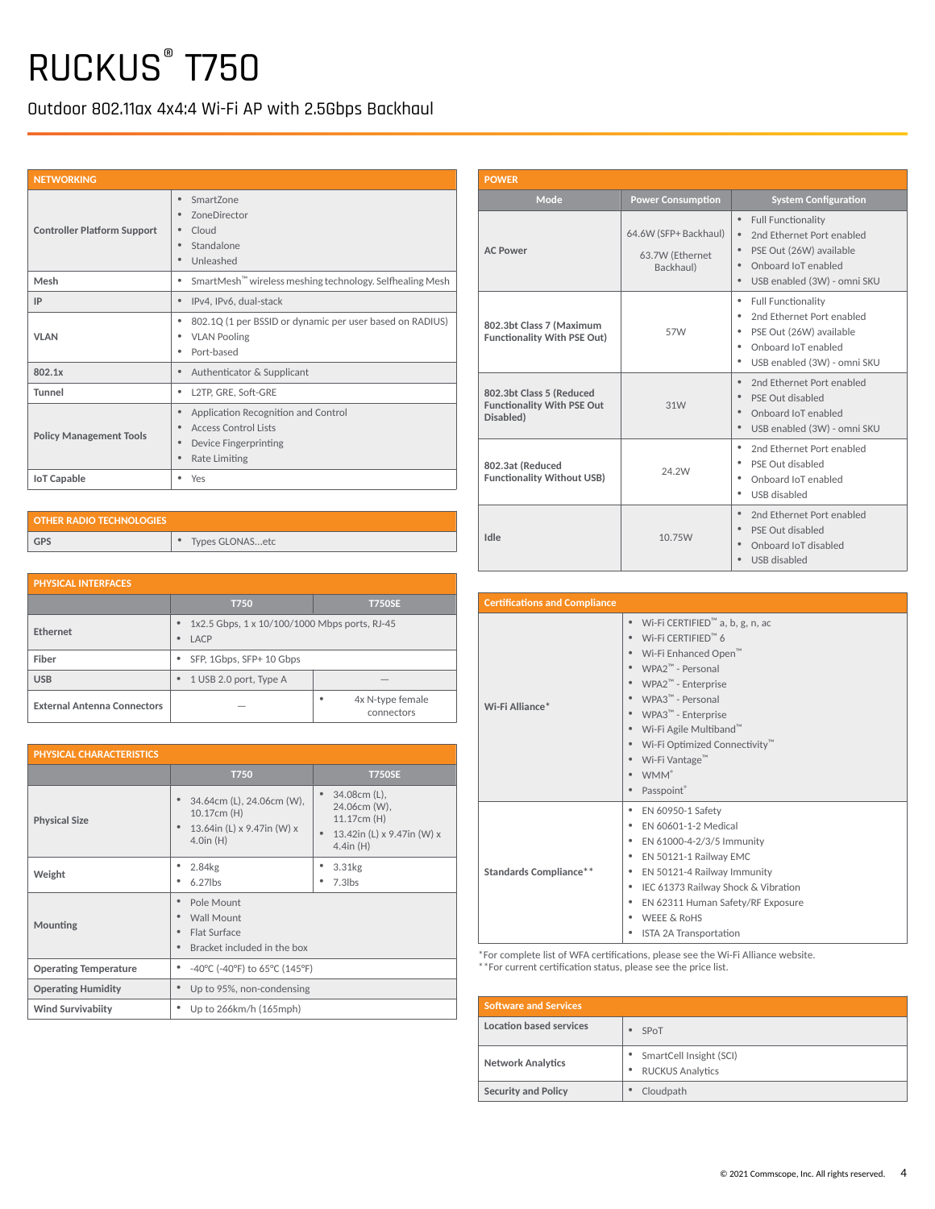# RUCKUS® T750

## Outdoor 802.11ax 4x4:4 Wi-Fi AP with 2.5Gbps Backhaul

| NETWORKING | |
|---|---|
| Controller Platform Support | • SmartZone<br>• ZoneDirector<br>• Cloud<br>• Standalone<br>• Unleashed |
| Mesh | • SmartMesh™ wireless meshing technology. Selfhealing Mesh |
| IP | • IPv4, IPv6, dual-stack |
| VLAN | • 802.1Q (1 per BSSID or dynamic per user based on RADIUS)<br>• VLAN Pooling<br>• Port-based |
| 802.1x | • Authenticator & Supplicant |
| Tunnel | • L2TP, GRE, Soft-GRE |
| Policy Management Tools | • Application Recognition and Control<br>• Access Control Lists<br>• Device Fingerprinting<br>• Rate Limiting |
| IoT Capable | • Yes |

| OTHER RADIO TECHNOLOGIES | |
|---|---|
| GPS | • Types GLONAS...etc |

| PHYSICAL INTERFACES | | |
|---|---|---|
| | T750 | T750SE |
| Ethernet | • 1x2.5 Gbps, 1 x 10/100/1000 Mbps ports, RJ-45<br>• LACP | |
| Fiber | • SFP, 1Gbps, SFP+ 10 Gbps | |
| USB | • 1 USB 2.0 port, Type A | — |
| External Antenna Connectors | — | • 4x N-type female connectors |

| PHYSICAL CHARACTERISTICS | | |
|---|---|---|
| | T750 | T750SE |
| Physical Size | • 34.64cm (L), 24.06cm (W), 10.17cm (H)<br>• 13.64in (L) x 9.47in (W) x 4.0in (H) | • 34.08cm (L), 24.06cm (W), 11.17cm (H)<br>• 13.42in (L) x 9.47in (W) x 4.4in (H) |
| Weight | • 2.84kg<br>• 6.27lbs | • 3.31kg<br>• 7.3lbs |
| Mounting | • Pole Mount<br>• Wall Mount<br>• Flat Surface<br>• Bracket included in the box | |
| Operating Temperature | • -40°C (-40°F) to 65°C (145°F) | |
| Operating Humidity | • Up to 95%, non-condensing | |
| Wind Survivabilty | • Up to 266km/h (165mph) | |

| POWER | | |
|---|---|---|
| Mode | Power Consumption | System Configuration |
| AC Power | 64.6W (SFP+ Backhaul)<br>63.7W (Ethernet Backhaul) | • Full Functionality<br>• 2nd Ethernet Port enabled<br>• PSE Out (26W) available<br>• Onboard IoT enabled<br>• USB enabled (3W) - omni SKU |
| 802.3bt Class 7 (Maximum Functionality With PSE Out) | 57W | • Full Functionality<br>• 2nd Ethernet Port enabled<br>• PSE Out (26W) available<br>• Onboard IoT enabled<br>• USB enabled (3W) - omni SKU |
| 802.3bt Class 5 (Reduced Functionality With PSE Out Disabled) | 31W | • 2nd Ethernet Port enabled<br>• PSE Out disabled<br>• Onboard IoT enabled<br>• USB enabled (3W) - omni SKU |
| 802.3at (Reduced Functionality Without USB) | 24.2W | • 2nd Ethernet Port enabled<br>• PSE Out disabled<br>• Onboard IoT enabled<br>• USB disabled |
| Idle | 10.75W | • 2nd Ethernet Port enabled<br>• PSE Out disabled<br>• Onboard IoT disabled<br>• USB disabled |

| Certifications and Compliance | |
|---|---|
| Wi-Fi Alliance* | • Wi-Fi CERTIFIED™ a, b, g, n, ac<br>• Wi-Fi CERTIFIED™ 6<br>• Wi-Fi Enhanced Open™<br>• WPA2™ - Personal<br>• WPA2™ - Enterprise<br>• WPA3™ - Personal<br>• WPA3™ - Enterprise<br>• Wi-Fi Agile Multiband™<br>• Wi-Fi Optimized Connectivity™<br>• Wi-Fi Vantage™<br>• WMM®<br>• Passpoint® |
| Standards Compliance** | • EN 60950-1 Safety<br>• EN 60601-1-2 Medical<br>• EN 61000-4-2/3/5 Immunity<br>• EN 50121-1 Railway EMC<br>• EN 50121-4 Railway Immunity<br>• IEC 61373 Railway Shock & Vibration<br>• EN 62311 Human Safety/RF Exposure<br>• WEEE & RoHS<br>• ISTA 2A Transportation |

*For complete list of WFA certifications, please see the Wi-Fi Alliance website.
**For current certification status, please see the price list.

| Software and Services | |
|---|---|
| Location based services | • SPoT |
| Network Analytics | • SmartCell Insight (SCI)<br>• RUCKUS Analytics |
| Security and Policy | • Cloudpath |

© 2021 Commscope, Inc. All rights reserved.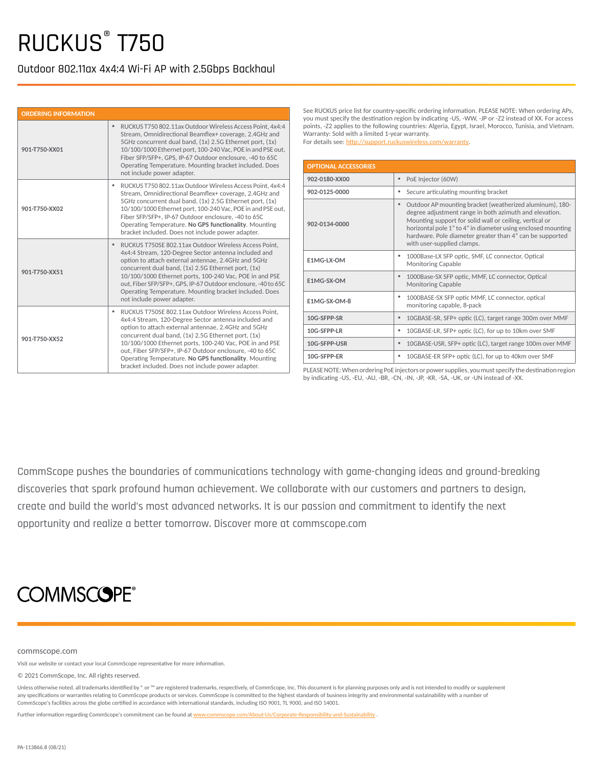# RUCKUS® T750

Outdoor 802.11ax 4x4:4 Wi-Fi AP with 2.5Gbps Backhaul

| ORDERING INFORMATION | |
|---|---|
| 901-T750-XX01 | • RUCKUS T750 802.11ax Outdoor Wireless Access Point, 4x4:4 Stream, Omnidirectional Beamflex+ coverage, 2.4GHz and 5GHz concurrent dual band, (1x) 2.5G Ethernet port, (1x) 10/100/1000 Ethernet port, 100-240 Vac, POE in and PSE out, Fiber SFP/SFP+, GPS, IP-67 Outdoor enclosure, -40 to 65C Operating Temperature. Mounting bracket included. Does not include power adapter. |
| 901-T750-XX02 | • RUCKUS T750 802.11ax Outdoor Wireless Access Point, 4x4:4 Stream, Omnidirectional Beamflex+ coverage, 2.4GHz and 5GHz concurrent dual band, (1x) 2.5G Ethernet port, (1x) 10/100/1000 Ethernet port, 100-240 Vac, POE in and PSE out, Fiber SFP/SFP+, IP-67 Outdoor enclosure, -40 to 65C Operating Temperature. **No GPS functionality**. Mounting bracket included. Does not include power adapter. |
| 901-T750-XX51 | • RUCKUS T750SE 802.11ax Outdoor Wireless Access Point, 4x4:4 Stream, 120-Degree Sector antenna included and option to attach external antennae, 2.4GHz and 5GHz concurrent dual band, (1x) 2.5G Ethernet port, (1x) 10/100/1000 Ethernet ports, 100-240 Vac, POE in and PSE out, Fiber SFP/SFP+, GPS, IP-67 Outdoor enclosure, -40 to 65C Operating Temperature. Mounting bracket included. Does not include power adapter. |
| 901-T750-XX52 | • RUCKUS T750SE 802.11ax Outdoor Wireless Access Point, 4x4:4 Stream, 120-Degree Sector antenna included and option to attach external antennae, 2.4GHz and 5GHz concurrent dual band, (1x) 2.5G Ethernet port, (1x) 10/100/1000 Ethernet ports, 100-240 Vac, POE in and PSE out, Fiber SFP/SFP+, IP-67 Outdoor enclosure, -40 to 65C Operating Temperature. **No GPS functionality**. Mounting bracket included. Does not include power adapter. |

See RUCKUS price list for country-specific ordering information. PLEASE NOTE: When ordering APs, you must specify the destination region by indicating -US, -WW, -JP or -Z2 instead of XX. For access points, -Z2 applies to the following countries: Algeria, Egypt, Israel, Morocco, Tunisia, and Vietnam. Warranty: Sold with a limited 1-year warranty.
For details see: http://support.ruckuswireless.com/warranty.

| OPTIONAL ACCESSORIES | |
|---|---|
| 902-0180-XX00 | • PoE Injector (60W) |
| 902-0125-0000 | • Secure articulating mounting bracket |
| 902-0134-0000 | • Outdoor AP mounting bracket (weatherized aluminum), 180-degree adjustment range in both azimuth and elevation. Mounting support for solid wall or ceiling, vertical or horizontal pole 1" to 4" in diameter using enclosed mounting hardware. Pole diameter greater than 4" can be supported with user-supplied clamps. |
| E1MG-LX-OM | • 1000Base-LX SFP optic, SMF, LC connector, Optical Monitoring Capable |
| E1MG-SX-OM | • 1000Base-SX SFP optic, MMF, LC connector, Optical Monitoring Capable |
| E1MG-SX-OM-8 | • 1000BASE-SX SFP optic MMF, LC connector, optical monitoring capable, 8-pack |
| 10G-SFPP-SR | • 10GBASE-SR, SFP+ optic (LC), target range 300m over MMF |
| 10G-SFPP-LR | • 10GBASE-LR, SFP+ optic (LC), for up to 10km over SMF |
| 10G-SFPP-USR | • 10GBASE-USR, SFP+ optic (LC), target range 100m over MMF |
| 10G-SFPP-ER | • 10GBASE-ER SFP+ optic (LC), for up to 40km over SMF |

PLEASE NOTE: When ordering PoE injectors or power supplies, you must specify the destination region by indicating -US, -EU, -AU, -BR, -CN, -IN, -JP, -KR, -SA, -UK, or -UN instead of -XX.

CommScope pushes the boundaries of communications technology with game-changing ideas and ground-breaking discoveries that spark profound human achievement. We collaborate with our customers and partners to design, create and build the world's most advanced networks. It is our passion and commitment to identify the next opportunity and realize a better tomorrow. Discover more at commscope.com

COMMSCOPE®

commscope.com

Visit our website or contact your local CommScope representative for more information.

© 2021 CommScope, Inc. All rights reserved.

Unless otherwise noted, all trademarks identified by ® or ™ are registered trademarks, respectively, of CommScope, Inc. This document is for planning purposes only and is not intended to modify or supplement any specifications or warranties relating to CommScope products or services. CommScope is committed to the highest standards of business integrity and environmental sustainability with a number of CommScope's facilities across the globe certified in accordance with international standards, including ISO 9001, TL 9000, and ISO 14001.

Further information regarding CommScope's commitment can be found at www.commscope.com/About-Us/Corporate-Responsibility-and-Sustainability .

PA-113866.8 (08/21)